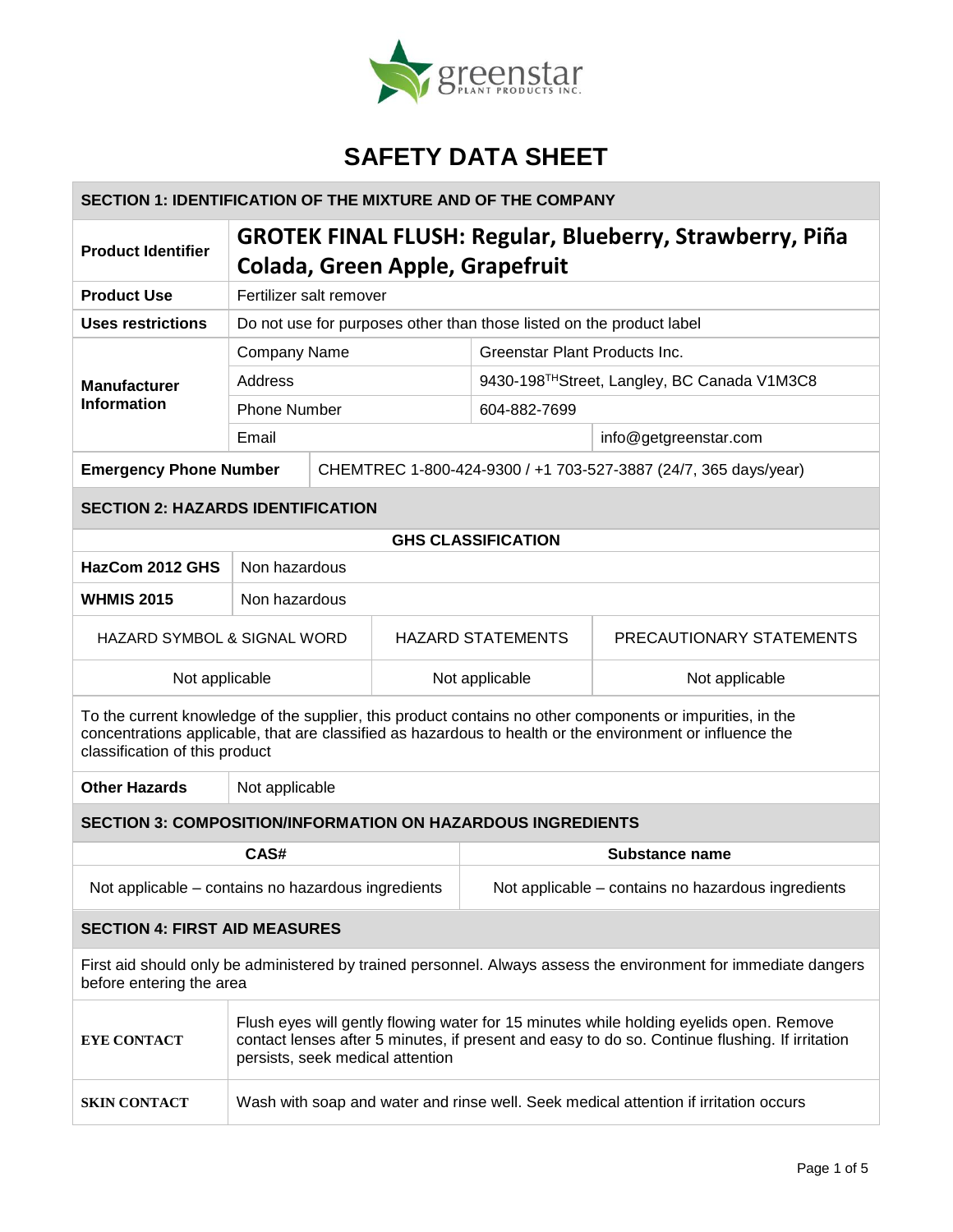greenstar PLANT PRODUCTS INC.

# SAFETY DATA SHEET

## SECTION 1: IDENTIFICATION OF THE MIXTURE AND OF THE COMPANY

| | | |
|---|---|---|
| **Product Identifier** | **GROTEK FINAL FLUSH: Regular, Blueberry, Strawberry, Piña Colada, Green Apple, Grapefruit** | |
| **Product Use** | Fertilizer salt remover | |
| **Uses restrictions** | Do not use for purposes other than those listed on the product label | |
| **Manufacturer Information** | Company Name | Greenstar Plant Products Inc. |
| | Address | 9430-198TH Street, Langley, BC Canada V1M3C8 |
| | Phone Number | 604-882-7699 |
| | Email | info@getgreenstar.com |
| **Emergency Phone Number** | CHEMTREC 1-800-424-9300 / +1 703-527-3887 (24/7, 365 days/year) | |

## SECTION 2: HAZARDS IDENTIFICATION

**GHS CLASSIFICATION**

| | |
|---|---|
| **HazCom 2012 GHS** | Non hazardous |
| **WHMIS 2015** | Non hazardous |

| HAZARD SYMBOL & SIGNAL WORD | HAZARD STATEMENTS | PRECAUTIONARY STATEMENTS |
|---|---|---|
| Not applicable | Not applicable | Not applicable |

To the current knowledge of the supplier, this product contains no other components or impurities, in the concentrations applicable, that are classified as hazardous to health or the environment or influence the classification of this product

| | |
|---|---|
| **Other Hazards** | Not applicable |

## SECTION 3: COMPOSITION/INFORMATION ON HAZARDOUS INGREDIENTS

| CAS# | Substance name |
|---|---|
| Not applicable – contains no hazardous ingredients | Not applicable – contains no hazardous ingredients |

## SECTION 4: FIRST AID MEASURES

First aid should only be administered by trained personnel. Always assess the environment for immediate dangers before entering the area

| | |
|---|---|
| **EYE CONTACT** | Flush eyes will gently flowing water for 15 minutes while holding eyelids open. Remove contact lenses after 5 minutes, if present and easy to do so. Continue flushing. If irritation persists, seek medical attention |
| **SKIN CONTACT** | Wash with soap and water and rinse well. Seek medical attention if irritation occurs |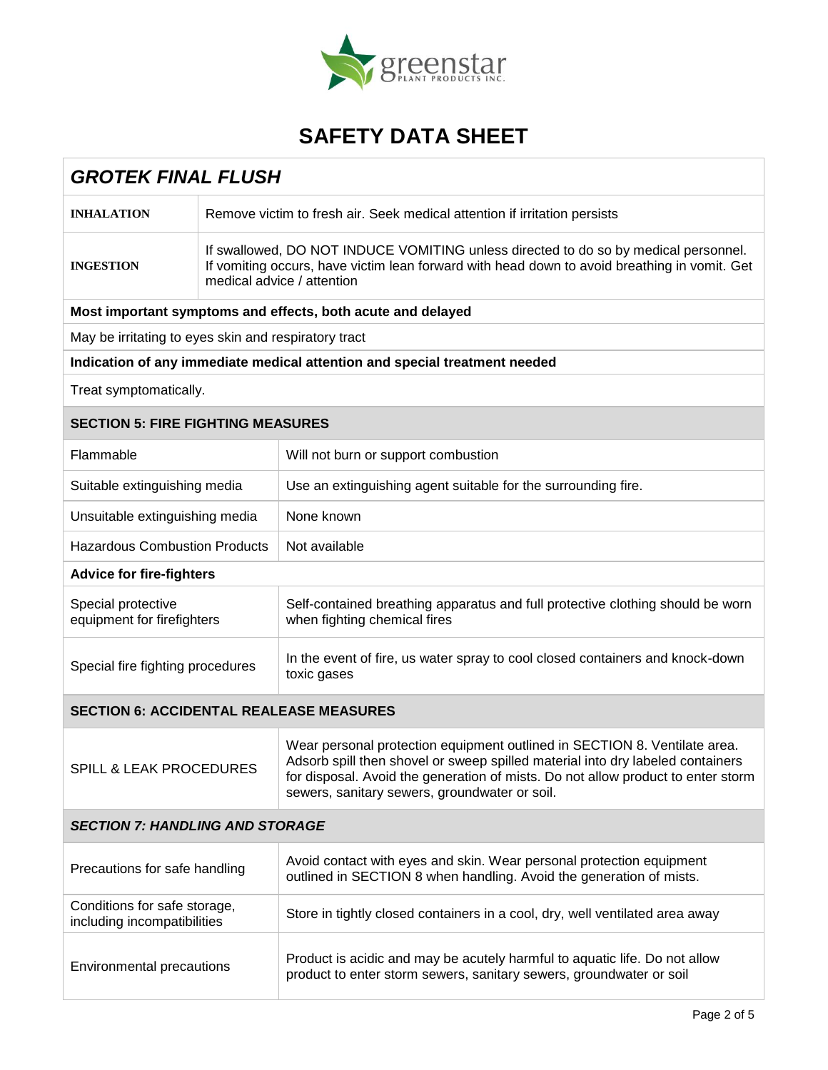# SAFETY DATA SHEET

## *GROTEK FINAL FLUSH*

| | |
|---|---|
| **INHALATION** | Remove victim to fresh air. Seek medical attention if irritation persists |
| **INGESTION** | If swallowed, DO NOT INDUCE VOMITING unless directed to do so by medical personnel. If vomiting occurs, have victim lean forward with head down to avoid breathing in vomit. Get medical advice / attention |

**Most important symptoms and effects, both acute and delayed**

May be irritating to eyes skin and respiratory tract

**Indication of any immediate medical attention and special treatment needed**

Treat symptomatically.

### SECTION 5: FIRE FIGHTING MEASURES

| | |
|---|---|
| Flammable | Will not burn or support combustion |
| Suitable extinguishing media | Use an extinguishing agent suitable for the surrounding fire. |
| Unsuitable extinguishing media | None known |
| Hazardous Combustion Products | Not available |

**Advice for fire-fighters**

| | |
|---|---|
| Special protective equipment for firefighters | Self-contained breathing apparatus and full protective clothing should be worn when fighting chemical fires |
| Special fire fighting procedures | In the event of fire, us water spray to cool closed containers and knock-down toxic gases |

### SECTION 6: ACCIDENTAL REALEASE MEASURES

| | |
|---|---|
| SPILL & LEAK PROCEDURES | Wear personal protection equipment outlined in SECTION 8. Ventilate area. Adsorb spill then shovel or sweep spilled material into dry labeled containers for disposal. Avoid the generation of mists. Do not allow product to enter storm sewers, sanitary sewers, groundwater or soil. |

### *SECTION 7: HANDLING AND STORAGE*

| | |
|---|---|
| Precautions for safe handling | Avoid contact with eyes and skin. Wear personal protection equipment outlined in SECTION 8 when handling. Avoid the generation of mists. |
| Conditions for safe storage, including incompatibilities | Store in tightly closed containers in a cool, dry, well ventilated area away |
| Environmental precautions | Product is acidic and may be acutely harmful to aquatic life. Do not allow product to enter storm sewers, sanitary sewers, groundwater or soil |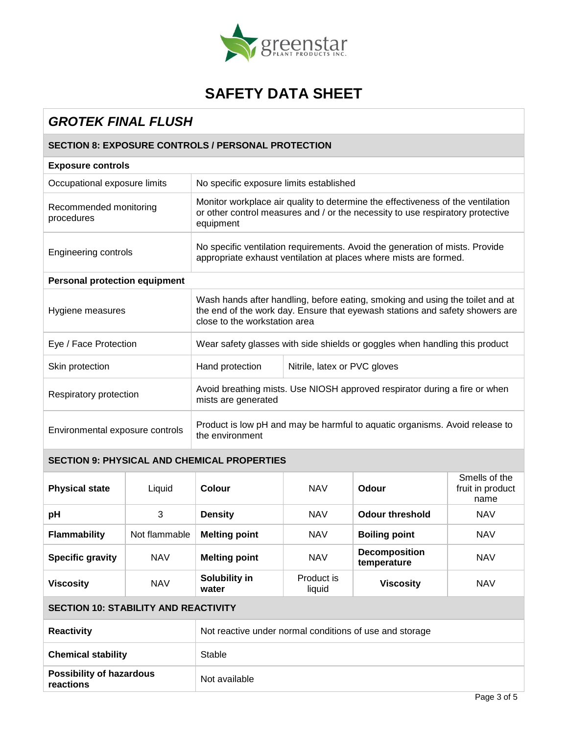# SAFETY DATA SHEET

## *GROTEK FINAL FLUSH*

### SECTION 8: EXPOSURE CONTROLS / PERSONAL PROTECTION

**Exposure controls**

| | |
|---|---|
| Occupational exposure limits | No specific exposure limits established |
| Recommended monitoring procedures | Monitor workplace air quality to determine the effectiveness of the ventilation or other control measures and / or the necessity to use respiratory protective equipment |
| Engineering controls | No specific ventilation requirements. Avoid the generation of mists. Provide appropriate exhaust ventilation at places where mists are formed. |

**Personal protection equipment**

| | | |
|---|---|---|
| Hygiene measures | Wash hands after handling, before eating, smoking and using the toilet and at the end of the work day. Ensure that eyewash stations and safety showers are close to the workstation area | |
| Eye / Face Protection | Wear safety glasses with side shields or goggles when handling this product | |
| Skin protection | Hand protection | Nitrile, latex or PVC gloves |
| Respiratory protection | Avoid breathing mists. Use NIOSH approved respirator during a fire or when mists are generated | |
| Environmental exposure controls | Product is low pH and may be harmful to aquatic organisms. Avoid release to the environment | |

### SECTION 9: PHYSICAL AND CHEMICAL PROPERTIES

| | | | | | |
|---|---|---|---|---|---|
| **Physical state** | Liquid | **Colour** | NAV | **Odour** | Smells of the fruit in product name |
| **pH** | 3 | **Density** | NAV | **Odour threshold** | NAV |
| **Flammability** | Not flammable | **Melting point** | NAV | **Boiling point** | NAV |
| **Specific gravity** | NAV | **Melting point** | NAV | **Decomposition temperature** | NAV |
| **Viscosity** | NAV | **Solubility in water** | Product is liquid | **Viscosity** | NAV |

### SECTION 10: STABILITY AND REACTIVITY

| | |
|---|---|
| **Reactivity** | Not reactive under normal conditions of use and storage |
| **Chemical stability** | Stable |
| **Possibility of hazardous reactions** | Not available |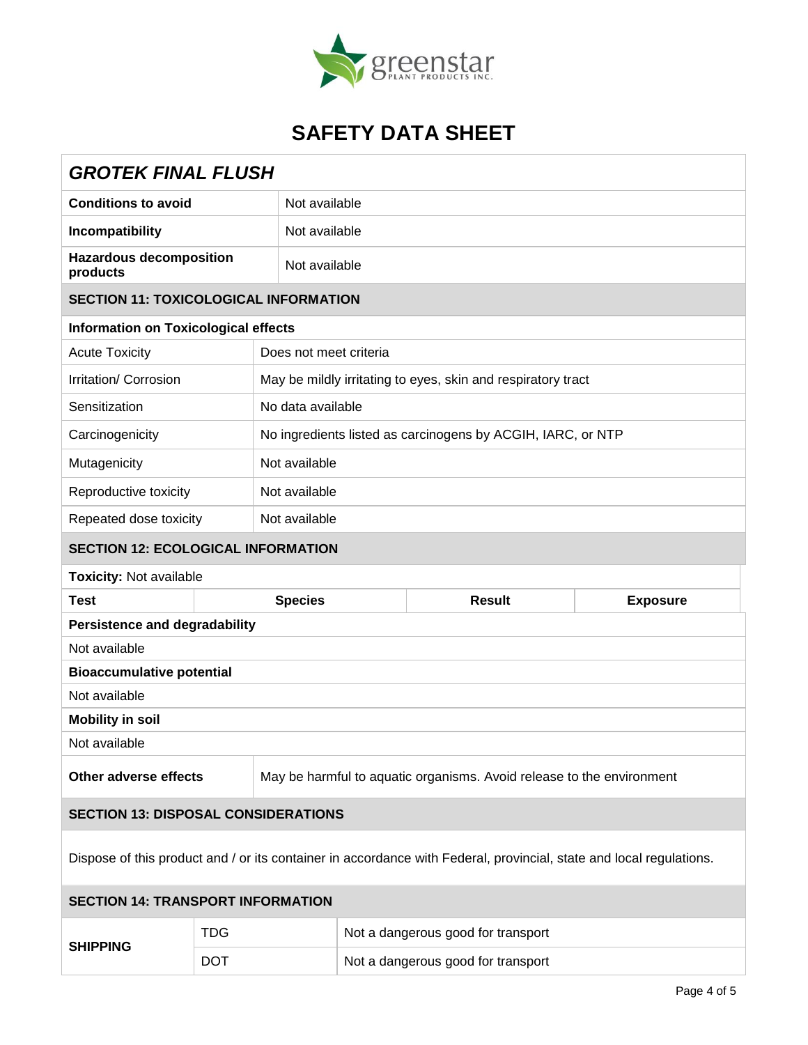# SAFETY DATA SHEET

## *GROTEK FINAL FLUSH*

| | |
|---|---|
| **Conditions to avoid** | Not available |
| **Incompatibility** | Not available |
| **Hazardous decomposition products** | Not available |

### SECTION 11: TOXICOLOGICAL INFORMATION

**Information on Toxicological effects**

| | |
|---|---|
| Acute Toxicity | Does not meet criteria |
| Irritation/ Corrosion | May be mildly irritating to eyes, skin and respiratory tract |
| Sensitization | No data available |
| Carcinogenicity | No ingredients listed as carcinogens by ACGIH, IARC, or NTP |
| Mutagenicity | Not available |
| Reproductive toxicity | Not available |
| Repeated dose toxicity | Not available |

### SECTION 12: ECOLOGICAL INFORMATION

**Toxicity:** Not available

| Test | Species | Result | Exposure |
|---|---|---|---|

**Persistence and degradability**

Not available

**Bioaccumulative potential**

Not available

**Mobility in soil**

Not available

| | |
|---|---|
| **Other adverse effects** | May be harmful to aquatic organisms. Avoid release to the environment |

### SECTION 13: DISPOSAL CONSIDERATIONS

Dispose of this product and / or its container in accordance with Federal, provincial, state and local regulations.

### SECTION 14: TRANSPORT INFORMATION

| | | |
|---|---|---|
| **SHIPPING** | TDG | Not a dangerous good for transport |
| | DOT | Not a dangerous good for transport |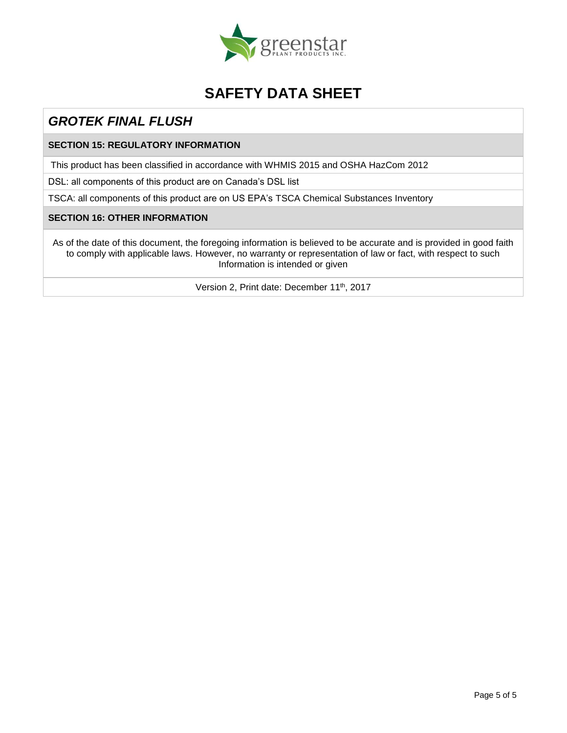# SAFETY DATA SHEET

## *GROTEK FINAL FLUSH*

### SECTION 15: REGULATORY INFORMATION

This product has been classified in accordance with WHMIS 2015 and OSHA HazCom 2012

DSL: all components of this product are on Canada's DSL list

TSCA: all components of this product are on US EPA's TSCA Chemical Substances Inventory

### SECTION 16: OTHER INFORMATION

As of the date of this document, the foregoing information is believed to be accurate and is provided in good faith to comply with applicable laws. However, no warranty or representation of law or fact, with respect to such Information is intended or given

Version 2, Print date: December 11th, 2017